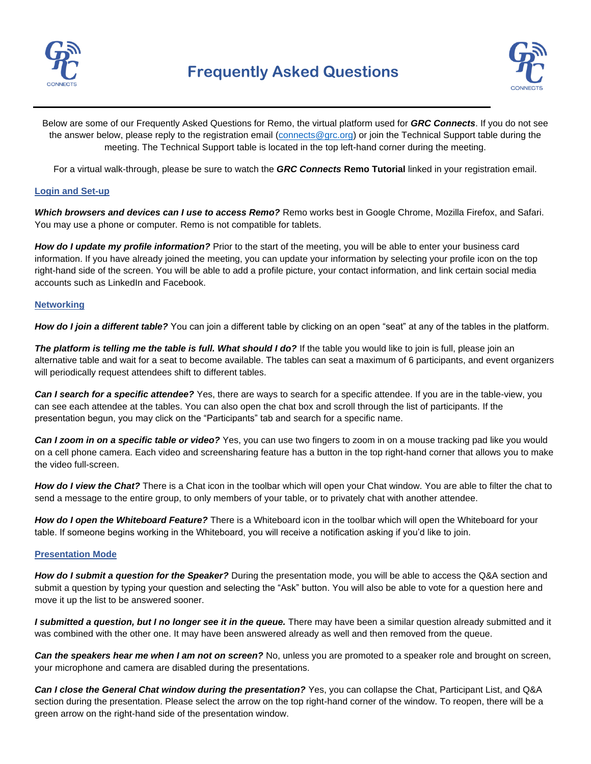# Frequently Asked Questions

Below are some of our Frequently Asked Questions for Remo, the virtual platform used for ***GRC Connects***. If you do not see the answer below, please reply to the registration email (connects@grc.org) or join the Technical Support table during the meeting. The Technical Support table is located in the top left-hand corner during the meeting.

For a virtual walk-through, please be sure to watch the ***GRC Connects*** **Remo Tutorial** linked in your registration email.

## Login and Set-up

***Which browsers and devices can I use to access Remo?*** Remo works best in Google Chrome, Mozilla Firefox, and Safari. You may use a phone or computer. Remo is not compatible for tablets.

***How do I update my profile information?*** Prior to the start of the meeting, you will be able to enter your business card information. If you have already joined the meeting, you can update your information by selecting your profile icon on the top right-hand side of the screen. You will be able to add a profile picture, your contact information, and link certain social media accounts such as LinkedIn and Facebook.

## Networking

***How do I join a different table?*** You can join a different table by clicking on an open "seat" at any of the tables in the platform.

***The platform is telling me the table is full. What should I do?*** If the table you would like to join is full, please join an alternative table and wait for a seat to become available. The tables can seat a maximum of 6 participants, and event organizers will periodically request attendees shift to different tables.

***Can I search for a specific attendee?*** Yes, there are ways to search for a specific attendee. If you are in the table-view, you can see each attendee at the tables. You can also open the chat box and scroll through the list of participants. If the presentation begun, you may click on the "Participants" tab and search for a specific name.

***Can I zoom in on a specific table or video?*** Yes, you can use two fingers to zoom in on a mouse tracking pad like you would on a cell phone camera. Each video and screensharing feature has a button in the top right-hand corner that allows you to make the video full-screen.

***How do I view the Chat?*** There is a Chat icon in the toolbar which will open your Chat window. You are able to filter the chat to send a message to the entire group, to only members of your table, or to privately chat with another attendee.

***How do I open the Whiteboard Feature?*** There is a Whiteboard icon in the toolbar which will open the Whiteboard for your table. If someone begins working in the Whiteboard, you will receive a notification asking if you'd like to join.

## Presentation Mode

***How do I submit a question for the Speaker?*** During the presentation mode, you will be able to access the Q&A section and submit a question by typing your question and selecting the "Ask" button. You will also be able to vote for a question here and move it up the list to be answered sooner.

***I submitted a question, but I no longer see it in the queue.*** There may have been a similar question already submitted and it was combined with the other one. It may have been answered already as well and then removed from the queue.

***Can the speakers hear me when I am not on screen?*** No, unless you are promoted to a speaker role and brought on screen, your microphone and camera are disabled during the presentations.

***Can I close the General Chat window during the presentation?*** Yes, you can collapse the Chat, Participant List, and Q&A section during the presentation. Please select the arrow on the top right-hand corner of the window. To reopen, there will be a green arrow on the right-hand side of the presentation window.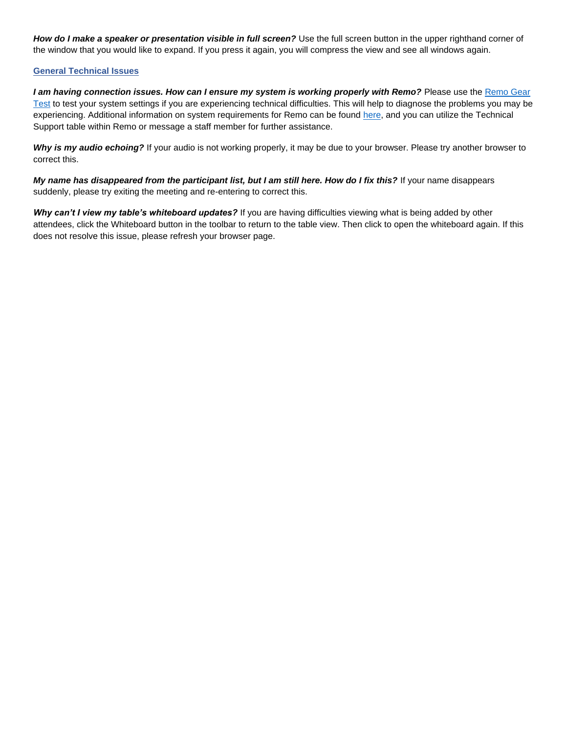***How do I make a speaker or presentation visible in full screen?*** Use the full screen button in the upper righthand corner of the window that you would like to expand. If you press it again, you will compress the view and see all windows again.

## General Technical Issues

***I am having connection issues. How can I ensure my system is working properly with Remo?*** Please use the Remo Gear Test to test your system settings if you are experiencing technical difficulties. This will help to diagnose the problems you may be experiencing. Additional information on system requirements for Remo can be found here, and you can utilize the Technical Support table within Remo or message a staff member for further assistance.

***Why is my audio echoing?*** If your audio is not working properly, it may be due to your browser. Please try another browser to correct this.

***My name has disappeared from the participant list, but I am still here. How do I fix this?*** If your name disappears suddenly, please try exiting the meeting and re-entering to correct this.

***Why can't I view my table's whiteboard updates?*** If you are having difficulties viewing what is being added by other attendees, click the Whiteboard button in the toolbar to return to the table view. Then click to open the whiteboard again. If this does not resolve this issue, please refresh your browser page.